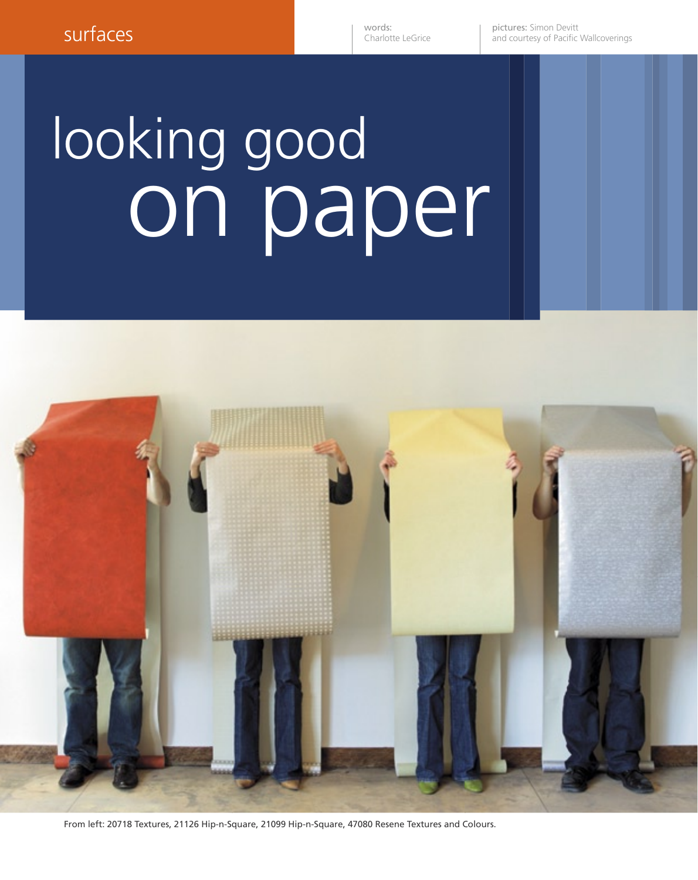surfaces

words: Charlotte LeGrice

pictures: Simon Devitt and courtesy of Pacific Wallcoverings

# looking good on paper

From left: 20718 Textures, 21126 Hip-n-Square, 21099 Hip-n-Square, 47080 Resene Textures and Colours.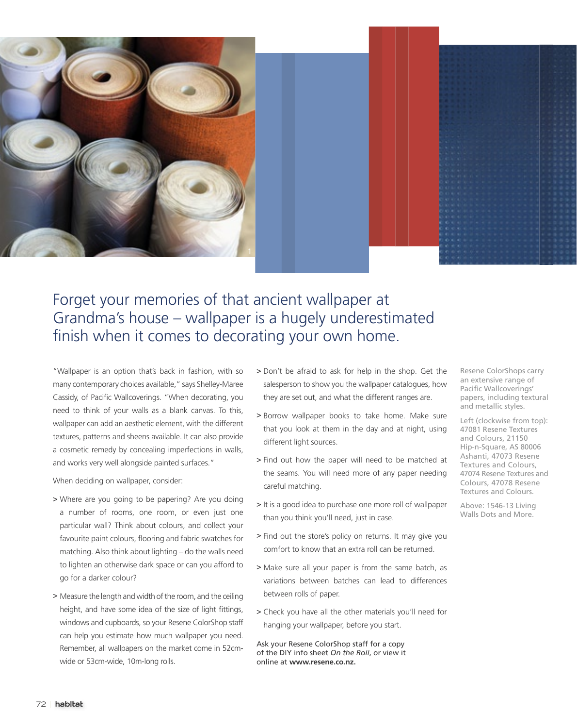# Forget your memories of that ancient wallpaper at Grandma's house – wallpaper is a hugely underestimated finish when it comes to decorating your own home.

"Wallpaper is an option that's back in fashion, with so many contemporary choices available," says Shelley-Maree Cassidy, of Pacific Wallcoverings. "When decorating, you need to think of your walls as a blank canvas. To this, wallpaper can add an aesthetic element, with the different textures, patterns and sheens available. It can also provide a cosmetic remedy by concealing imperfections in walls, and works very well alongside painted surfaces."

When deciding on wallpaper, consider:

> Where are you going to be papering? Are you doing a number of rooms, one room, or even just one particular wall? Think about colours, and collect your favourite paint colours, flooring and fabric swatches for matching. Also think about lighting – do the walls need to lighten an otherwise dark space or can you afford to go for a darker colour?

> Measure the length and width of the room, and the ceiling height, and have some idea of the size of light fittings, windows and cupboards, so your Resene ColorShop staff can help you estimate how much wallpaper you need. Remember, all wallpapers on the market come in 52cm-wide or 53cm-wide, 10m-long rolls.

> Don't be afraid to ask for help in the shop. Get the salesperson to show you the wallpaper catalogues, how they are set out, and what the different ranges are.

> Borrow wallpaper books to take home. Make sure that you look at them in the day and at night, using different light sources.

> Find out how the paper will need to be matched at the seams. You will need more of any paper needing careful matching.

> It is a good idea to purchase one more roll of wallpaper than you think you'll need, just in case.

> Find out the store's policy on returns. It may give you comfort to know that an extra roll can be returned.

> Make sure all your paper is from the same batch, as variations between batches can lead to differences between rolls of paper.

> Check you have all the other materials you'll need for hanging your wallpaper, before you start.

Ask your Resene ColorShop staff for a copy of the DIY info sheet *On the Roll*, or view it online at **www.resene.co.nz.**

Resene ColorShops carry an extensive range of Pacific Wallcoverings' papers, including textural and metallic styles.

Left (clockwise from top): 47081 Resene Textures and Colours, 21150 Hip-n-Square, AS 80006 Ashanti, 47073 Resene Textures and Colours, 47074 Resene Textures and Colours, 47078 Resene Textures and Colours.

Above: 1546-13 Living Walls Dots and More.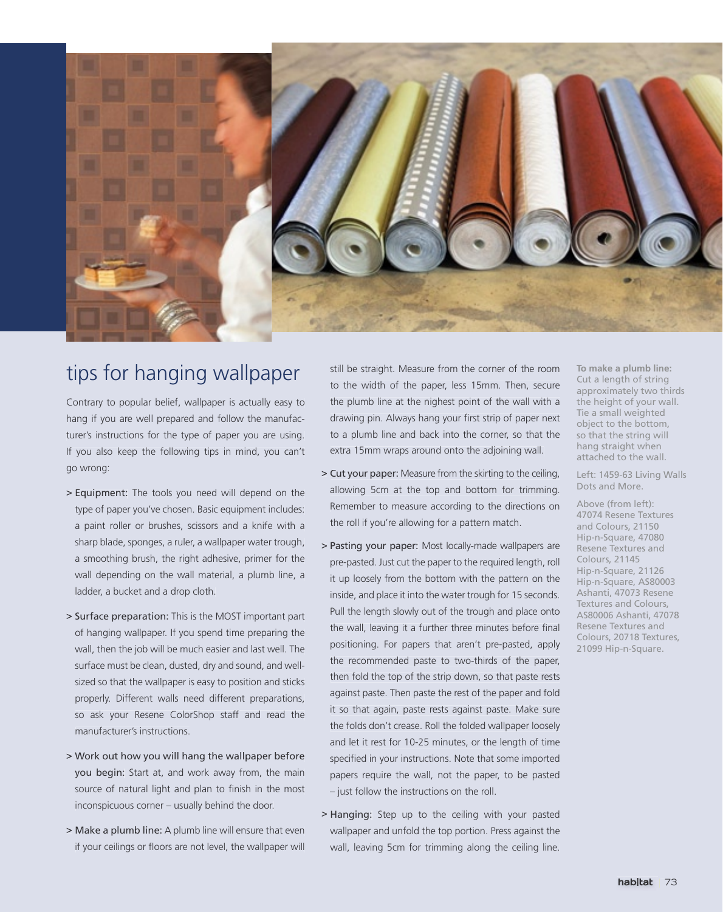# tips for hanging wallpaper

Contrary to popular belief, wallpaper is actually easy to hang if you are well prepared and follow the manufacturer's instructions for the type of paper you are using. If you also keep the following tips in mind, you can't go wrong:

- > Equipment: The tools you need will depend on the type of paper you've chosen. Basic equipment includes: a paint roller or brushes, scissors and a knife with a sharp blade, sponges, a ruler, a wallpaper water trough, a smoothing brush, the right adhesive, primer for the wall depending on the wall material, a plumb line, a ladder, a bucket and a drop cloth.
- > Surface preparation: This is the MOST important part of hanging wallpaper. If you spend time preparing the wall, then the job will be much easier and last well. The surface must be clean, dusted, dry and sound, and well-sized so that the wallpaper is easy to position and sticks properly. Different walls need different preparations, so ask your Resene ColorShop staff and read the manufacturer's instructions.
- > Work out how you will hang the wallpaper before you begin: Start at, and work away from, the main source of natural light and plan to finish in the most inconspicuous corner – usually behind the door.
- > Make a plumb line: A plumb line will ensure that even if your ceilings or floors are not level, the wallpaper will still be straight. Measure from the corner of the room to the width of the paper, less 15mm. Then, secure the plumb line at the nighest point of the wall with a drawing pin. Always hang your first strip of paper next to a plumb line and back into the corner, so that the extra 15mm wraps around onto the adjoining wall.
- > Cut your paper: Measure from the skirting to the ceiling, allowing 5cm at the top and bottom for trimming. Remember to measure according to the directions on the roll if you're allowing for a pattern match.
- > Pasting your paper: Most locally-made wallpapers are pre-pasted. Just cut the paper to the required length, roll it up loosely from the bottom with the pattern on the inside, and place it into the water trough for 15 seconds. Pull the length slowly out of the trough and place onto the wall, leaving it a further three minutes before final positioning. For papers that aren't pre-pasted, apply the recommended paste to two-thirds of the paper, then fold the top of the strip down, so that paste rests against paste. Then paste the rest of the paper and fold it so that again, paste rests against paste. Make sure the folds don't crease. Roll the folded wallpaper loosely and let it rest for 10-25 minutes, or the length of time specified in your instructions. Note that some imported papers require the wall, not the paper, to be pasted – just follow the instructions on the roll.
- > Hanging: Step up to the ceiling with your pasted wallpaper and unfold the top portion. Press against the wall, leaving 5cm for trimming along the ceiling line.

**To make a plumb line:** Cut a length of string approximately two thirds the height of your wall. Tie a small weighted object to the bottom, so that the string will hang straight when attached to the wall.

Left: 1459-63 Living Walls Dots and More.

Above (from left): 47074 Resene Textures and Colours, 21150 Hip-n-Square, 47080 Resene Textures and Colours, 21145 Hip-n-Square, 21126 Hip-n-Square, AS80003 Ashanti, 47073 Resene Textures and Colours, AS80006 Ashanti, 47078 Resene Textures and Colours, 20718 Textures, 21099 Hip-n-Square.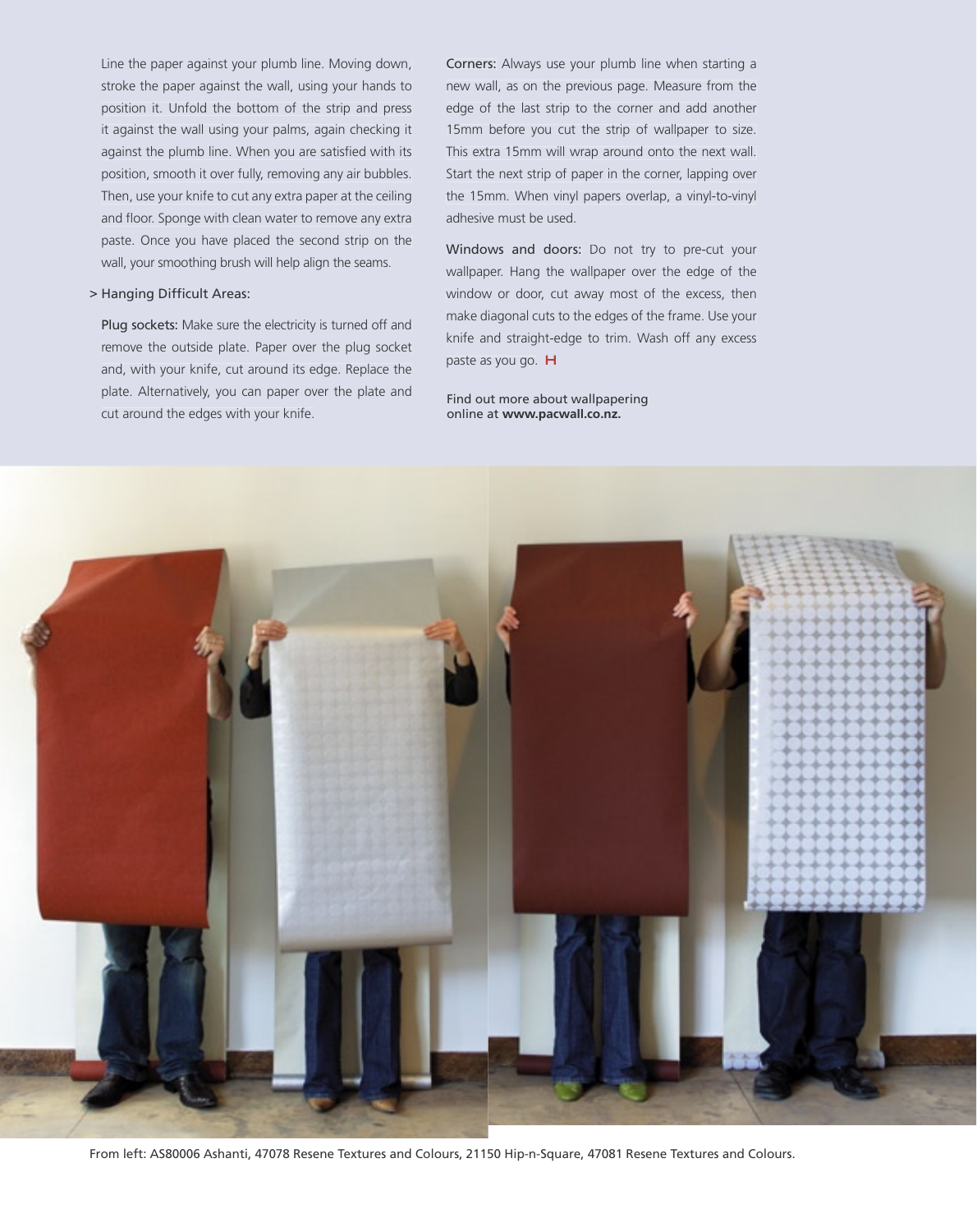Line the paper against your plumb line. Moving down, stroke the paper against the wall, using your hands to position it. Unfold the bottom of the strip and press it against the wall using your palms, again checking it against the plumb line. When you are satisfied with its position, smooth it over fully, removing any air bubbles. Then, use your knife to cut any extra paper at the ceiling and floor. Sponge with clean water to remove any extra paste. Once you have placed the second strip on the wall, your smoothing brush will help align the seams.

> Hanging Difficult Areas:

Plug sockets: Make sure the electricity is turned off and remove the outside plate. Paper over the plug socket and, with your knife, cut around its edge. Replace the plate. Alternatively, you can paper over the plate and cut around the edges with your knife.

Corners: Always use your plumb line when starting a new wall, as on the previous page. Measure from the edge of the last strip to the corner and add another 15mm before you cut the strip of wallpaper to size. This extra 15mm will wrap around onto the next wall. Start the next strip of paper in the corner, lapping over the 15mm. When vinyl papers overlap, a vinyl-to-vinyl adhesive must be used.

Windows and doors: Do not try to pre-cut your wallpaper. Hang the wallpaper over the edge of the window or door, cut away most of the excess, then make diagonal cuts to the edges of the frame. Use your knife and straight-edge to trim. Wash off any excess paste as you go.

Find out more about wallpapering online at **www.pacwall.co.nz.**

From left: AS80006 Ashanti, 47078 Resene Textures and Colours, 21150 Hip-n-Square, 47081 Resene Textures and Colours.